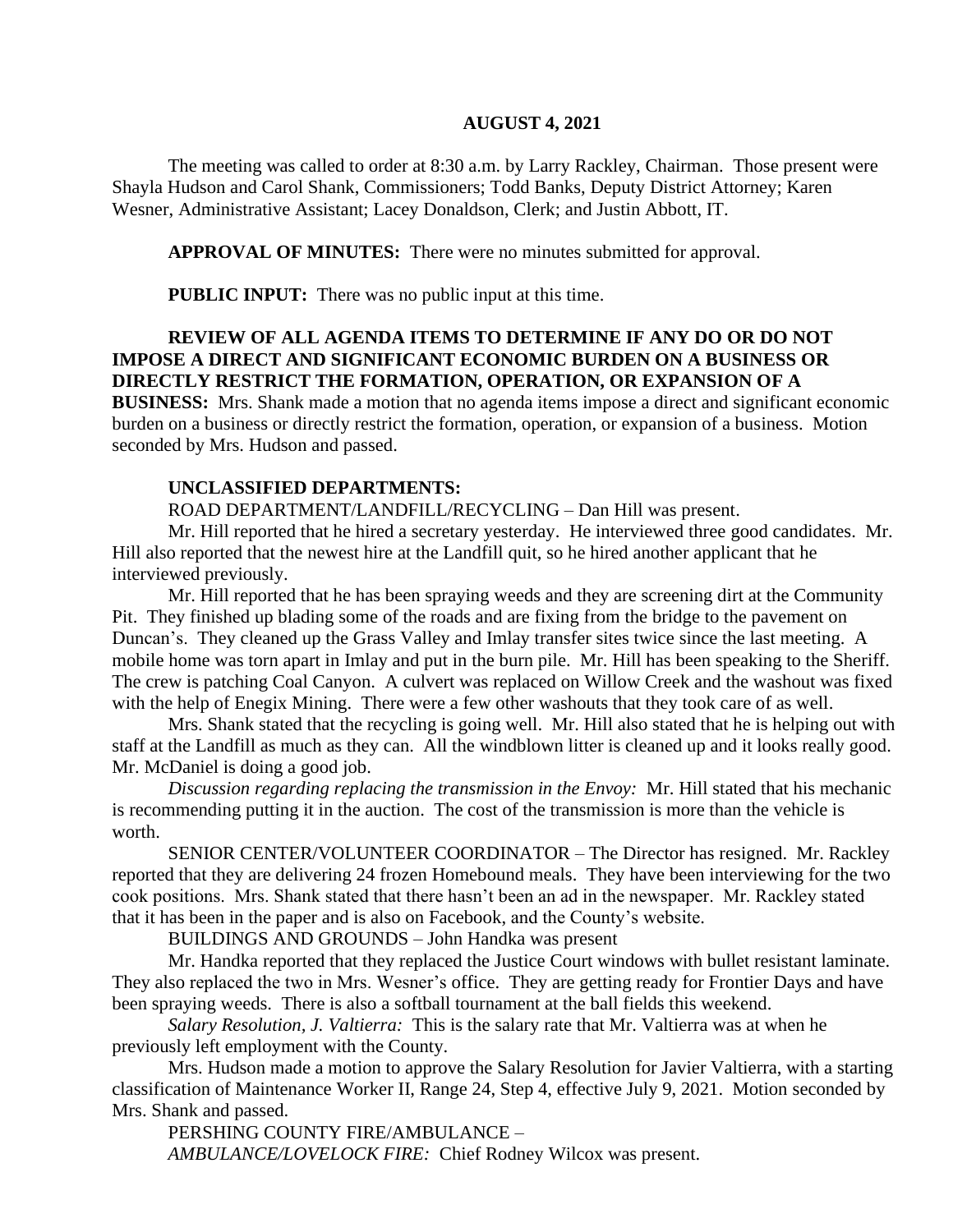**AUGUST 4, 2021**

The meeting was called to order at 8:30 a.m. by Larry Rackley, Chairman. Those present were Shayla Hudson and Carol Shank, Commissioners; Todd Banks, Deputy District Attorney; Karen Wesner, Administrative Assistant; Lacey Donaldson, Clerk; and Justin Abbott, IT.

**APPROVAL OF MINUTES:** There were no minutes submitted for approval.

**PUBLIC INPUT:** There was no public input at this time.

**REVIEW OF ALL AGENDA ITEMS TO DETERMINE IF ANY DO OR DO NOT IMPOSE A DIRECT AND SIGNIFICANT ECONOMIC BURDEN ON A BUSINESS OR DIRECTLY RESTRICT THE FORMATION, OPERATION, OR EXPANSION OF A BUSINESS:** Mrs. Shank made a motion that no agenda items impose a direct and significant economic burden on a business or directly restrict the formation, operation, or expansion of a business. Motion seconded by Mrs. Hudson and passed.

**UNCLASSIFIED DEPARTMENTS:**

ROAD DEPARTMENT/LANDFILL/RECYCLING – Dan Hill was present.

Mr. Hill reported that he hired a secretary yesterday. He interviewed three good candidates. Mr. Hill also reported that the newest hire at the Landfill quit, so he hired another applicant that he interviewed previously.

Mr. Hill reported that he has been spraying weeds and they are screening dirt at the Community Pit. They finished up blading some of the roads and are fixing from the bridge to the pavement on Duncan's. They cleaned up the Grass Valley and Imlay transfer sites twice since the last meeting. A mobile home was torn apart in Imlay and put in the burn pile. Mr. Hill has been speaking to the Sheriff. The crew is patching Coal Canyon. A culvert was replaced on Willow Creek and the washout was fixed with the help of Enegix Mining. There were a few other washouts that they took care of as well.

Mrs. Shank stated that the recycling is going well. Mr. Hill also stated that he is helping out with staff at the Landfill as much as they can. All the windblown litter is cleaned up and it looks really good. Mr. McDaniel is doing a good job.

*Discussion regarding replacing the transmission in the Envoy:* Mr. Hill stated that his mechanic is recommending putting it in the auction. The cost of the transmission is more than the vehicle is worth.

SENIOR CENTER/VOLUNTEER COORDINATOR – The Director has resigned. Mr. Rackley reported that they are delivering 24 frozen Homebound meals. They have been interviewing for the two cook positions. Mrs. Shank stated that there hasn't been an ad in the newspaper. Mr. Rackley stated that it has been in the paper and is also on Facebook, and the County's website.

BUILDINGS AND GROUNDS – John Handka was present

Mr. Handka reported that they replaced the Justice Court windows with bullet resistant laminate. They also replaced the two in Mrs. Wesner's office. They are getting ready for Frontier Days and have been spraying weeds. There is also a softball tournament at the ball fields this weekend.

*Salary Resolution, J. Valtierra:* This is the salary rate that Mr. Valtierra was at when he previously left employment with the County.

Mrs. Hudson made a motion to approve the Salary Resolution for Javier Valtierra, with a starting classification of Maintenance Worker II, Range 24, Step 4, effective July 9, 2021. Motion seconded by Mrs. Shank and passed.

PERSHING COUNTY FIRE/AMBULANCE –

*AMBULANCE/LOVELOCK FIRE:* Chief Rodney Wilcox was present.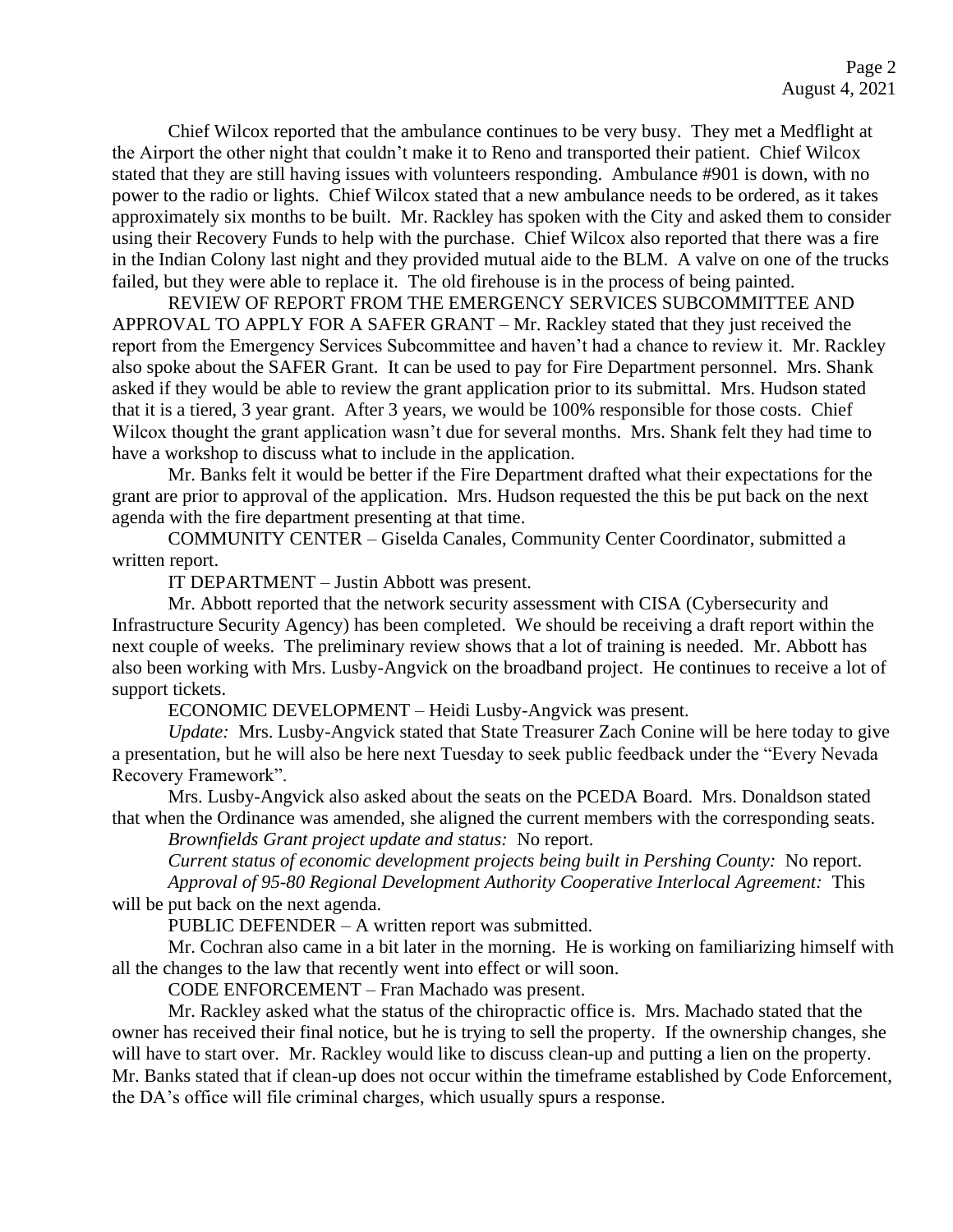Chief Wilcox reported that the ambulance continues to be very busy. They met a Medflight at the Airport the other night that couldn't make it to Reno and transported their patient. Chief Wilcox stated that they are still having issues with volunteers responding. Ambulance #901 is down, with no power to the radio or lights. Chief Wilcox stated that a new ambulance needs to be ordered, as it takes approximately six months to be built. Mr. Rackley has spoken with the City and asked them to consider using their Recovery Funds to help with the purchase. Chief Wilcox also reported that there was a fire in the Indian Colony last night and they provided mutual aide to the BLM. A valve on one of the trucks failed, but they were able to replace it. The old firehouse is in the process of being painted.

REVIEW OF REPORT FROM THE EMERGENCY SERVICES SUBCOMMITTEE AND APPROVAL TO APPLY FOR A SAFER GRANT – Mr. Rackley stated that they just received the report from the Emergency Services Subcommittee and haven't had a chance to review it. Mr. Rackley also spoke about the SAFER Grant. It can be used to pay for Fire Department personnel. Mrs. Shank asked if they would be able to review the grant application prior to its submittal. Mrs. Hudson stated that it is a tiered, 3 year grant. After 3 years, we would be 100% responsible for those costs. Chief Wilcox thought the grant application wasn't due for several months. Mrs. Shank felt they had time to have a workshop to discuss what to include in the application.

Mr. Banks felt it would be better if the Fire Department drafted what their expectations for the grant are prior to approval of the application. Mrs. Hudson requested the this be put back on the next agenda with the fire department presenting at that time.

COMMUNITY CENTER – Giselda Canales, Community Center Coordinator, submitted a written report.

IT DEPARTMENT – Justin Abbott was present.

Mr. Abbott reported that the network security assessment with CISA (Cybersecurity and Infrastructure Security Agency) has been completed. We should be receiving a draft report within the next couple of weeks. The preliminary review shows that a lot of training is needed. Mr. Abbott has also been working with Mrs. Lusby-Angvick on the broadband project. He continues to receive a lot of support tickets.

ECONOMIC DEVELOPMENT – Heidi Lusby-Angvick was present.

*Update:* Mrs. Lusby-Angvick stated that State Treasurer Zach Conine will be here today to give a presentation, but he will also be here next Tuesday to seek public feedback under the "Every Nevada Recovery Framework".

Mrs. Lusby-Angvick also asked about the seats on the PCEDA Board. Mrs. Donaldson stated that when the Ordinance was amended, she aligned the current members with the corresponding seats.

*Brownfields Grant project update and status:* No report.

*Current status of economic development projects being built in Pershing County:* No report.

*Approval of 95-80 Regional Development Authority Cooperative Interlocal Agreement:* This will be put back on the next agenda.

PUBLIC DEFENDER – A written report was submitted.

Mr. Cochran also came in a bit later in the morning. He is working on familiarizing himself with all the changes to the law that recently went into effect or will soon.

CODE ENFORCEMENT – Fran Machado was present.

Mr. Rackley asked what the status of the chiropractic office is. Mrs. Machado stated that the owner has received their final notice, but he is trying to sell the property. If the ownership changes, she will have to start over. Mr. Rackley would like to discuss clean-up and putting a lien on the property. Mr. Banks stated that if clean-up does not occur within the timeframe established by Code Enforcement, the DA's office will file criminal charges, which usually spurs a response.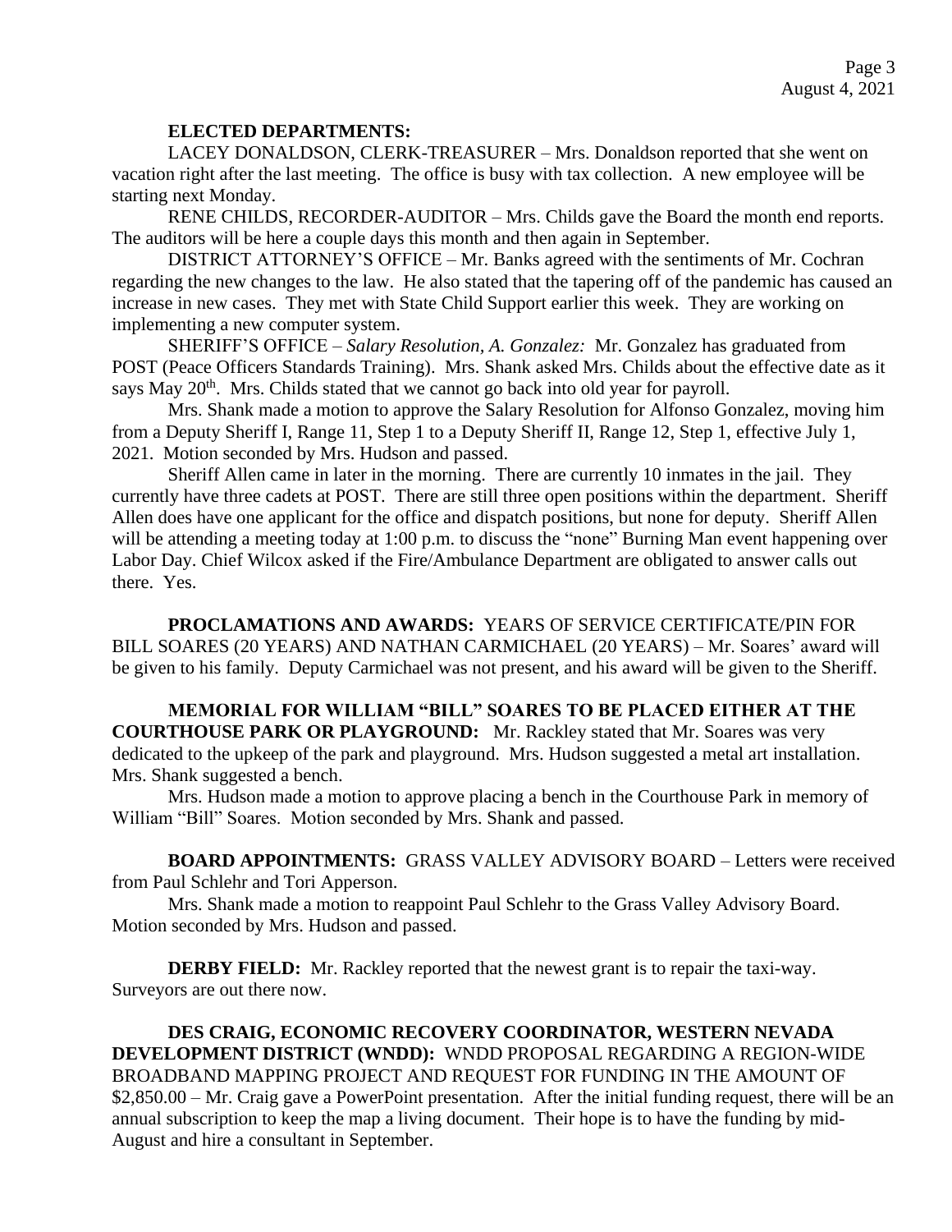**ELECTED DEPARTMENTS:**

LACEY DONALDSON, CLERK-TREASURER – Mrs. Donaldson reported that she went on vacation right after the last meeting. The office is busy with tax collection. A new employee will be starting next Monday.

RENE CHILDS, RECORDER-AUDITOR – Mrs. Childs gave the Board the month end reports. The auditors will be here a couple days this month and then again in September.

DISTRICT ATTORNEY'S OFFICE – Mr. Banks agreed with the sentiments of Mr. Cochran regarding the new changes to the law. He also stated that the tapering off of the pandemic has caused an increase in new cases. They met with State Child Support earlier this week. They are working on implementing a new computer system.

SHERIFF'S OFFICE – *Salary Resolution, A. Gonzalez:* Mr. Gonzalez has graduated from POST (Peace Officers Standards Training). Mrs. Shank asked Mrs. Childs about the effective date as it says May 20th. Mrs. Childs stated that we cannot go back into old year for payroll.

Mrs. Shank made a motion to approve the Salary Resolution for Alfonso Gonzalez, moving him from a Deputy Sheriff I, Range 11, Step 1 to a Deputy Sheriff II, Range 12, Step 1, effective July 1, 2021. Motion seconded by Mrs. Hudson and passed.

Sheriff Allen came in later in the morning. There are currently 10 inmates in the jail. They currently have three cadets at POST. There are still three open positions within the department. Sheriff Allen does have one applicant for the office and dispatch positions, but none for deputy. Sheriff Allen will be attending a meeting today at 1:00 p.m. to discuss the "none" Burning Man event happening over Labor Day. Chief Wilcox asked if the Fire/Ambulance Department are obligated to answer calls out there. Yes.

**PROCLAMATIONS AND AWARDS:** YEARS OF SERVICE CERTIFICATE/PIN FOR BILL SOARES (20 YEARS) AND NATHAN CARMICHAEL (20 YEARS) – Mr. Soares' award will be given to his family. Deputy Carmichael was not present, and his award will be given to the Sheriff.

**MEMORIAL FOR WILLIAM "BILL" SOARES TO BE PLACED EITHER AT THE COURTHOUSE PARK OR PLAYGROUND:** Mr. Rackley stated that Mr. Soares was very dedicated to the upkeep of the park and playground. Mrs. Hudson suggested a metal art installation. Mrs. Shank suggested a bench.

Mrs. Hudson made a motion to approve placing a bench in the Courthouse Park in memory of William "Bill" Soares. Motion seconded by Mrs. Shank and passed.

**BOARD APPOINTMENTS:** GRASS VALLEY ADVISORY BOARD – Letters were received from Paul Schlehr and Tori Apperson.

Mrs. Shank made a motion to reappoint Paul Schlehr to the Grass Valley Advisory Board. Motion seconded by Mrs. Hudson and passed.

**DERBY FIELD:** Mr. Rackley reported that the newest grant is to repair the taxi-way. Surveyors are out there now.

**DES CRAIG, ECONOMIC RECOVERY COORDINATOR, WESTERN NEVADA DEVELOPMENT DISTRICT (WNDD):** WNDD PROPOSAL REGARDING A REGION-WIDE BROADBAND MAPPING PROJECT AND REQUEST FOR FUNDING IN THE AMOUNT OF $2,850.00 – Mr. Craig gave a PowerPoint presentation. After the initial funding request, there will be an annual subscription to keep the map a living document. Their hope is to have the funding by mid-August and hire a consultant in September.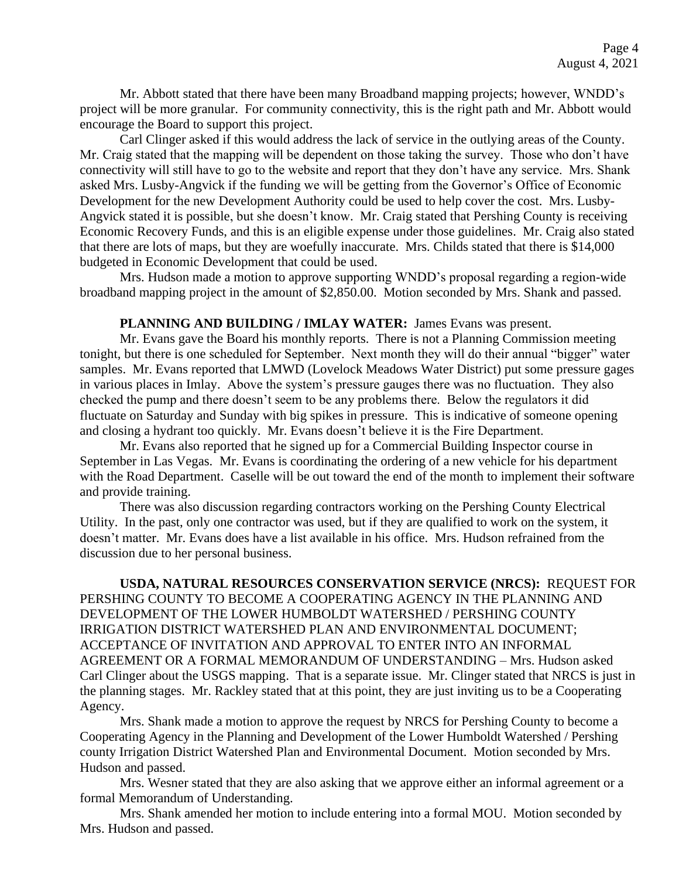Mr. Abbott stated that there have been many Broadband mapping projects; however, WNDD's project will be more granular. For community connectivity, this is the right path and Mr. Abbott would encourage the Board to support this project.

Carl Clinger asked if this would address the lack of service in the outlying areas of the County. Mr. Craig stated that the mapping will be dependent on those taking the survey. Those who don't have connectivity will still have to go to the website and report that they don't have any service. Mrs. Shank asked Mrs. Lusby-Angvick if the funding we will be getting from the Governor's Office of Economic Development for the new Development Authority could be used to help cover the cost. Mrs. Lusby-Angvick stated it is possible, but she doesn't know. Mr. Craig stated that Pershing County is receiving Economic Recovery Funds, and this is an eligible expense under those guidelines. Mr. Craig also stated that there are lots of maps, but they are woefully inaccurate. Mrs. Childs stated that there is $14,000 budgeted in Economic Development that could be used.

Mrs. Hudson made a motion to approve supporting WNDD's proposal regarding a region-wide broadband mapping project in the amount of $2,850.00. Motion seconded by Mrs. Shank and passed.

**PLANNING AND BUILDING / IMLAY WATER:** James Evans was present.

Mr. Evans gave the Board his monthly reports. There is not a Planning Commission meeting tonight, but there is one scheduled for September. Next month they will do their annual "bigger" water samples. Mr. Evans reported that LMWD (Lovelock Meadows Water District) put some pressure gages in various places in Imlay. Above the system's pressure gauges there was no fluctuation. They also checked the pump and there doesn't seem to be any problems there. Below the regulators it did fluctuate on Saturday and Sunday with big spikes in pressure. This is indicative of someone opening and closing a hydrant too quickly. Mr. Evans doesn't believe it is the Fire Department.

Mr. Evans also reported that he signed up for a Commercial Building Inspector course in September in Las Vegas. Mr. Evans is coordinating the ordering of a new vehicle for his department with the Road Department. Caselle will be out toward the end of the month to implement their software and provide training.

There was also discussion regarding contractors working on the Pershing County Electrical Utility. In the past, only one contractor was used, but if they are qualified to work on the system, it doesn't matter. Mr. Evans does have a list available in his office. Mrs. Hudson refrained from the discussion due to her personal business.

**USDA, NATURAL RESOURCES CONSERVATION SERVICE (NRCS):** REQUEST FOR PERSHING COUNTY TO BECOME A COOPERATING AGENCY IN THE PLANNING AND DEVELOPMENT OF THE LOWER HUMBOLDT WATERSHED / PERSHING COUNTY IRRIGATION DISTRICT WATERSHED PLAN AND ENVIRONMENTAL DOCUMENT; ACCEPTANCE OF INVITATION AND APPROVAL TO ENTER INTO AN INFORMAL AGREEMENT OR A FORMAL MEMORANDUM OF UNDERSTANDING – Mrs. Hudson asked Carl Clinger about the USGS mapping. That is a separate issue. Mr. Clinger stated that NRCS is just in the planning stages. Mr. Rackley stated that at this point, they are just inviting us to be a Cooperating Agency.

Mrs. Shank made a motion to approve the request by NRCS for Pershing County to become a Cooperating Agency in the Planning and Development of the Lower Humboldt Watershed / Pershing county Irrigation District Watershed Plan and Environmental Document. Motion seconded by Mrs. Hudson and passed.

Mrs. Wesner stated that they are also asking that we approve either an informal agreement or a formal Memorandum of Understanding.

Mrs. Shank amended her motion to include entering into a formal MOU. Motion seconded by Mrs. Hudson and passed.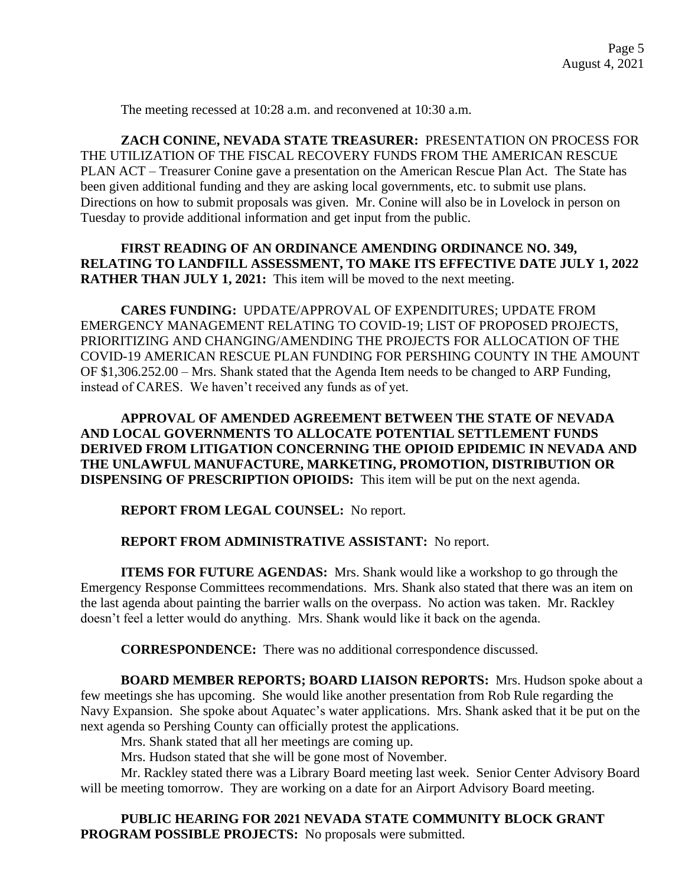The meeting recessed at 10:28 a.m. and reconvened at 10:30 a.m.

**ZACH CONINE, NEVADA STATE TREASURER:** PRESENTATION ON PROCESS FOR THE UTILIZATION OF THE FISCAL RECOVERY FUNDS FROM THE AMERICAN RESCUE PLAN ACT – Treasurer Conine gave a presentation on the American Rescue Plan Act. The State has been given additional funding and they are asking local governments, etc. to submit use plans. Directions on how to submit proposals was given. Mr. Conine will also be in Lovelock in person on Tuesday to provide additional information and get input from the public.

**FIRST READING OF AN ORDINANCE AMENDING ORDINANCE NO. 349, RELATING TO LANDFILL ASSESSMENT, TO MAKE ITS EFFECTIVE DATE JULY 1, 2022 RATHER THAN JULY 1, 2021:** This item will be moved to the next meeting.

**CARES FUNDING:** UPDATE/APPROVAL OF EXPENDITURES; UPDATE FROM EMERGENCY MANAGEMENT RELATING TO COVID-19; LIST OF PROPOSED PROJECTS, PRIORITIZING AND CHANGING/AMENDING THE PROJECTS FOR ALLOCATION OF THE COVID-19 AMERICAN RESCUE PLAN FUNDING FOR PERSHING COUNTY IN THE AMOUNT OF $1,306.252.00 – Mrs. Shank stated that the Agenda Item needs to be changed to ARP Funding, instead of CARES. We haven't received any funds as of yet.

**APPROVAL OF AMENDED AGREEMENT BETWEEN THE STATE OF NEVADA AND LOCAL GOVERNMENTS TO ALLOCATE POTENTIAL SETTLEMENT FUNDS DERIVED FROM LITIGATION CONCERNING THE OPIOID EPIDEMIC IN NEVADA AND THE UNLAWFUL MANUFACTURE, MARKETING, PROMOTION, DISTRIBUTION OR DISPENSING OF PRESCRIPTION OPIOIDS:** This item will be put on the next agenda.

**REPORT FROM LEGAL COUNSEL:** No report.

**REPORT FROM ADMINISTRATIVE ASSISTANT:** No report.

**ITEMS FOR FUTURE AGENDAS:** Mrs. Shank would like a workshop to go through the Emergency Response Committees recommendations. Mrs. Shank also stated that there was an item on the last agenda about painting the barrier walls on the overpass. No action was taken. Mr. Rackley doesn't feel a letter would do anything. Mrs. Shank would like it back on the agenda.

**CORRESPONDENCE:** There was no additional correspondence discussed.

**BOARD MEMBER REPORTS; BOARD LIAISON REPORTS:** Mrs. Hudson spoke about a few meetings she has upcoming. She would like another presentation from Rob Rule regarding the Navy Expansion. She spoke about Aquatec's water applications. Mrs. Shank asked that it be put on the next agenda so Pershing County can officially protest the applications.

Mrs. Shank stated that all her meetings are coming up.

Mrs. Hudson stated that she will be gone most of November.

Mr. Rackley stated there was a Library Board meeting last week. Senior Center Advisory Board will be meeting tomorrow. They are working on a date for an Airport Advisory Board meeting.

**PUBLIC HEARING FOR 2021 NEVADA STATE COMMUNITY BLOCK GRANT PROGRAM POSSIBLE PROJECTS:** No proposals were submitted.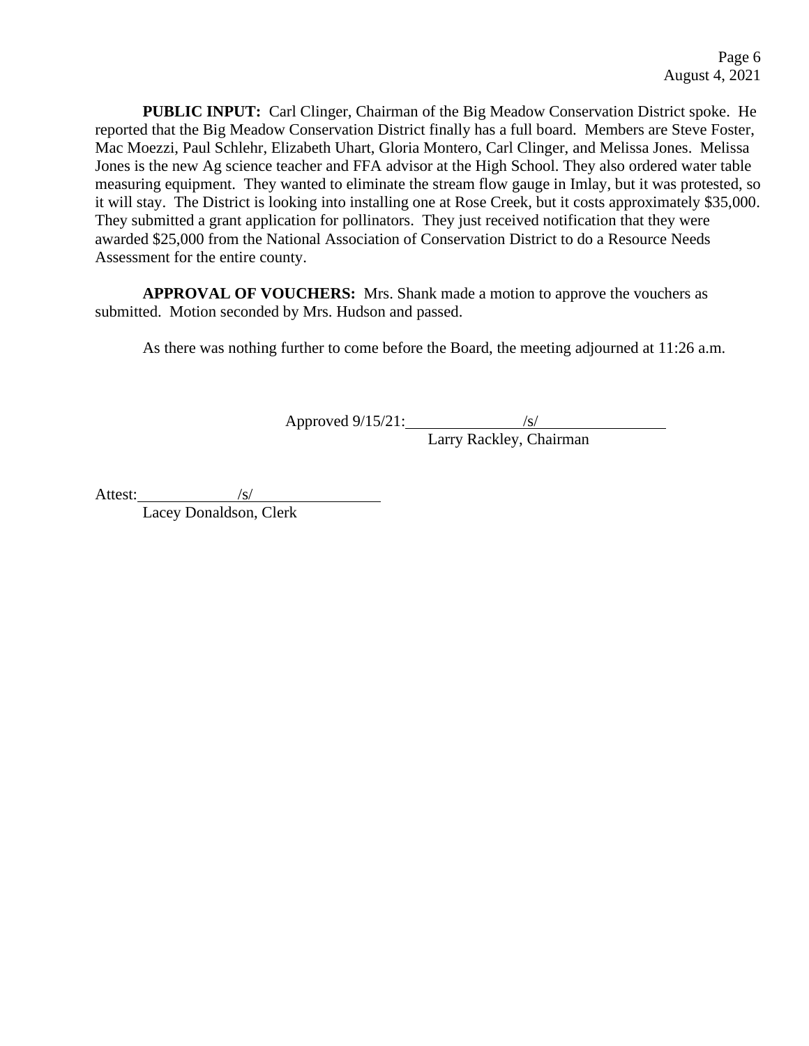**PUBLIC INPUT:** Carl Clinger, Chairman of the Big Meadow Conservation District spoke. He reported that the Big Meadow Conservation District finally has a full board. Members are Steve Foster, Mac Moezzi, Paul Schlehr, Elizabeth Uhart, Gloria Montero, Carl Clinger, and Melissa Jones. Melissa Jones is the new Ag science teacher and FFA advisor at the High School. They also ordered water table measuring equipment. They wanted to eliminate the stream flow gauge in Imlay, but it was protested, so it will stay. The District is looking into installing one at Rose Creek, but it costs approximately $35,000. They submitted a grant application for pollinators. They just received notification that they were awarded $25,000 from the National Association of Conservation District to do a Resource Needs Assessment for the entire county.

**APPROVAL OF VOUCHERS:** Mrs. Shank made a motion to approve the vouchers as submitted. Motion seconded by Mrs. Hudson and passed.

As there was nothing further to come before the Board, the meeting adjourned at 11:26 a.m.

Approved 9/15/21: /s/
Larry Rackley, Chairman

Attest: /s/
Lacey Donaldson, Clerk